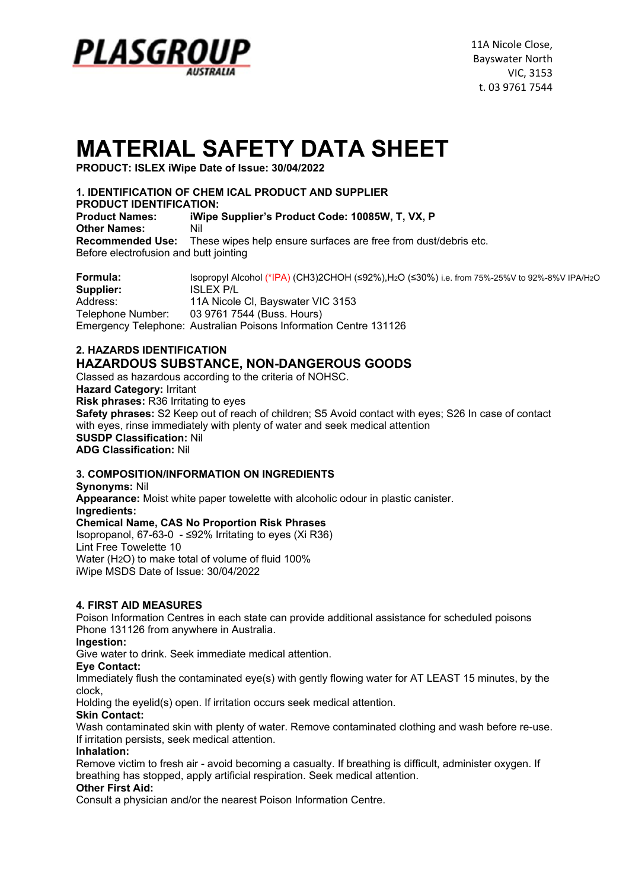**PLASGROUP** AUSTRALIA

11A Nicole Close,
Bayswater North
VIC, 3153
t. 03 9761 7544

# MATERIAL SAFETY DATA SHEET

**PRODUCT: ISLEX iWipe Date of Issue: 30/04/2022**

**1. IDENTIFICATION OF CHEM ICAL PRODUCT AND SUPPLIER**
**PRODUCT IDENTIFICATION:**
**Product Names:** **iWipe Supplier's Product Code: 10085W, T, VX, P**
**Other Names:** Nil
**Recommended Use:** These wipes help ensure surfaces are free from dust/debris etc. Before electrofusion and butt jointing

**Formula:** Isopropyl Alcohol (*IPA) (CH3)2CHOH (≤92%),$H_2O$ (≤30%) i.e. from 75%-25%V to 92%-8%V IPA/$H_2O$
**Supplier:** ISLEX P/L
Address: 11A Nicole Cl, Bayswater VIC 3153
Telephone Number: 03 9761 7544 (Buss. Hours)
Emergency Telephone: Australian Poisons Information Centre 131126

**2. HAZARDS IDENTIFICATION**

## HAZARDOUS SUBSTANCE, NON-DANGEROUS GOODS

Classed as hazardous according to the criteria of NOHSC.
**Hazard Category:** Irritant
**Risk phrases:** R36 Irritating to eyes
**Safety phrases:** S2 Keep out of reach of children; S5 Avoid contact with eyes; S26 In case of contact with eyes, rinse immediately with plenty of water and seek medical attention
**SUSDP Classification:** Nil
**ADG Classification:** Nil

**3. COMPOSITION/INFORMATION ON INGREDIENTS**
**Synonyms:** Nil
**Appearance:** Moist white paper towelette with alcoholic odour in plastic canister.
**Ingredients:**
**Chemical Name, CAS No Proportion Risk Phrases**
Isopropanol, 67-63-0 - ≤92% Irritating to eyes (Xi R36)
Lint Free Towelette 10
Water ($H_2O$) to make total of volume of fluid 100%
iWipe MSDS Date of Issue: 30/04/2022

**4. FIRST AID MEASURES**
Poison Information Centres in each state can provide additional assistance for scheduled poisons Phone 131126 from anywhere in Australia.
**Ingestion:**
Give water to drink. Seek immediate medical attention.
**Eye Contact:**
Immediately flush the contaminated eye(s) with gently flowing water for AT LEAST 15 minutes, by the clock,
Holding the eyelid(s) open. If irritation occurs seek medical attention.
**Skin Contact:**
Wash contaminated skin with plenty of water. Remove contaminated clothing and wash before re-use. If irritation persists, seek medical attention.
**Inhalation:**
Remove victim to fresh air - avoid becoming a casualty. If breathing is difficult, administer oxygen. If breathing has stopped, apply artificial respiration. Seek medical attention.
**Other First Aid:**
Consult a physician and/or the nearest Poison Information Centre.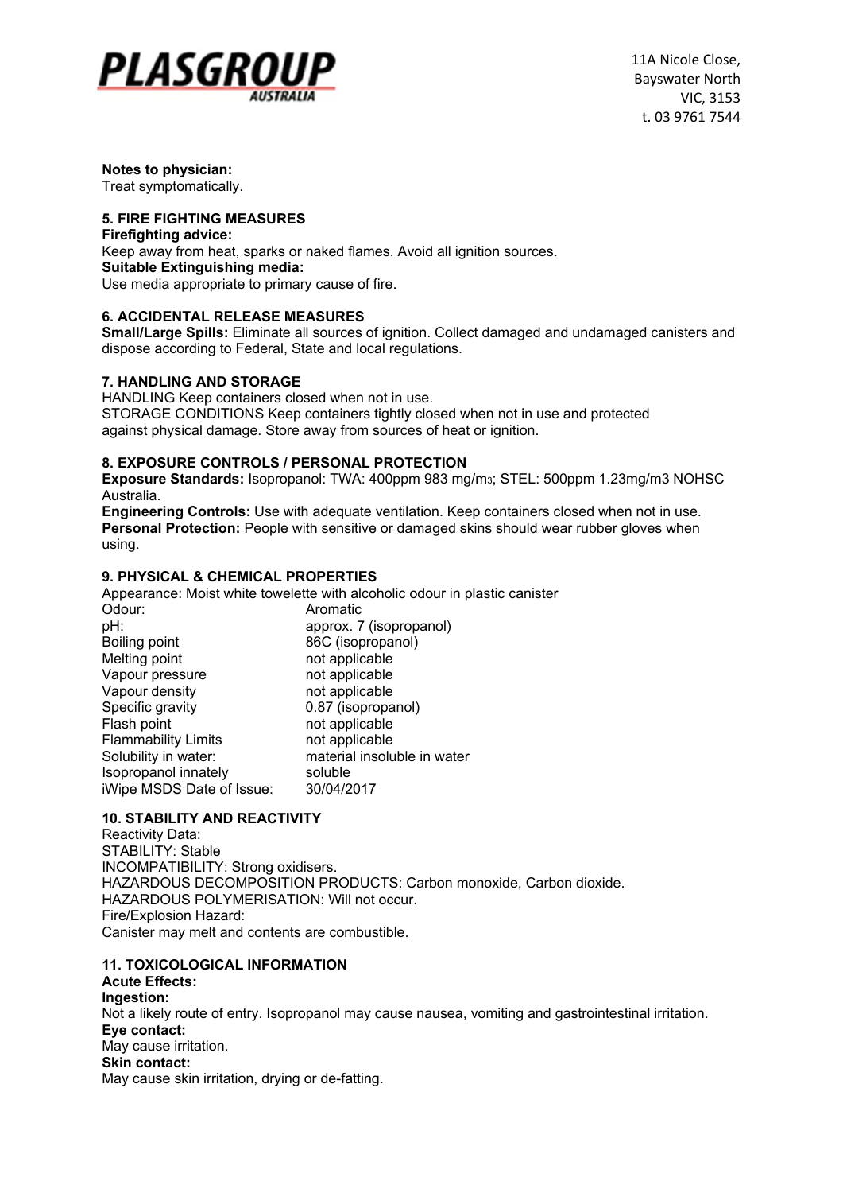**Notes to physician:**
Treat symptomatically.

## 5. FIRE FIGHTING MEASURES

**Firefighting advice:**
Keep away from heat, sparks or naked flames. Avoid all ignition sources.
**Suitable Extinguishing media:**
Use media appropriate to primary cause of fire.

## 6. ACCIDENTAL RELEASE MEASURES

**Small/Large Spills:** Eliminate all sources of ignition. Collect damaged and undamaged canisters and dispose according to Federal, State and local regulations.

## 7. HANDLING AND STORAGE

HANDLING Keep containers closed when not in use.
STORAGE CONDITIONS Keep containers tightly closed when not in use and protected against physical damage. Store away from sources of heat or ignition.

## 8. EXPOSURE CONTROLS / PERSONAL PROTECTION

**Exposure Standards:** Isopropanol: TWA: 400ppm 983 mg/$m^3$; STEL: 500ppm 1.23mg/m3 NOHSC Australia.
**Engineering Controls:** Use with adequate ventilation. Keep containers closed when not in use.
**Personal Protection:** People with sensitive or damaged skins should wear rubber gloves when using.

## 9. PHYSICAL & CHEMICAL PROPERTIES

Appearance: Moist white towelette with alcoholic odour in plastic canister

| | |
|---|---|
| Odour: | Aromatic |
| pH: | approx. 7 (isopropanol) |
| Boiling point | 86C (isopropanol) |
| Melting point | not applicable |
| Vapour pressure | not applicable |
| Vapour density | not applicable |
| Specific gravity | 0.87 (isopropanol) |
| Flash point | not applicable |
| Flammability Limits | not applicable |
| Solubility in water: | material insoluble in water |
| Isopropanol innately | soluble |
| iWipe MSDS Date of Issue: | 30/04/2017 |

## 10. STABILITY AND REACTIVITY

Reactivity Data:
STABILITY: Stable
INCOMPATIBILITY: Strong oxidisers.
HAZARDOUS DECOMPOSITION PRODUCTS: Carbon monoxide, Carbon dioxide.
HAZARDOUS POLYMERISATION: Will not occur.
Fire/Explosion Hazard:
Canister may melt and contents are combustible.

## 11. TOXICOLOGICAL INFORMATION

**Acute Effects:**
**Ingestion:**
Not a likely route of entry. Isopropanol may cause nausea, vomiting and gastrointestinal irritation.
**Eye contact:**
May cause irritation.
**Skin contact:**
May cause skin irritation, drying or de-fatting.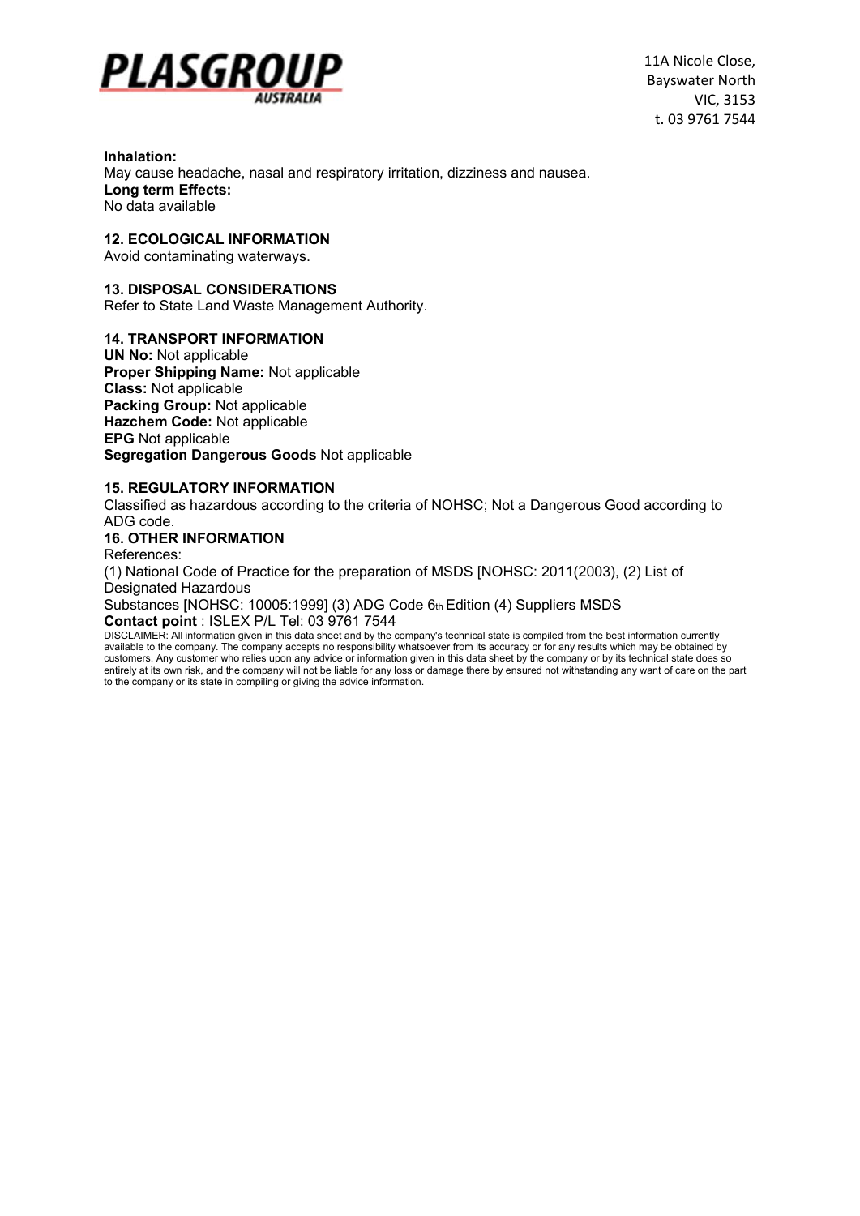**Inhalation:**
May cause headache, nasal and respiratory irritation, dizziness and nausea.
**Long term Effects:**
No data available

## 12. ECOLOGICAL INFORMATION

Avoid contaminating waterways.

## 13. DISPOSAL CONSIDERATIONS

Refer to State Land Waste Management Authority.

## 14. TRANSPORT INFORMATION

**UN No:** Not applicable
**Proper Shipping Name:** Not applicable
**Class:** Not applicable
**Packing Group:** Not applicable
**Hazchem Code:** Not applicable
**EPG** Not applicable
**Segregation Dangerous Goods** Not applicable

## 15. REGULATORY INFORMATION

Classified as hazardous according to the criteria of NOHSC; Not a Dangerous Good according to ADG code.

## 16. OTHER INFORMATION

References:
(1) National Code of Practice for the preparation of MSDS [NOHSC: 2011(2003), (2) List of Designated Hazardous
Substances [NOHSC: 10005:1999] (3) ADG Code 6th Edition (4) Suppliers MSDS
**Contact point** : ISLEX P/L Tel: 03 9761 7544

DISCLAIMER: All information given in this data sheet and by the company's technical state is compiled from the best information currently available to the company. The company accepts no responsibility whatsoever from its accuracy or for any results which may be obtained by customers. Any customer who relies upon any advice or information given in this data sheet by the company or by its technical state does so entirely at its own risk, and the company will not be liable for any loss or damage there by ensured not withstanding any want of care on the part to the company or its state in compiling or giving the advice information.